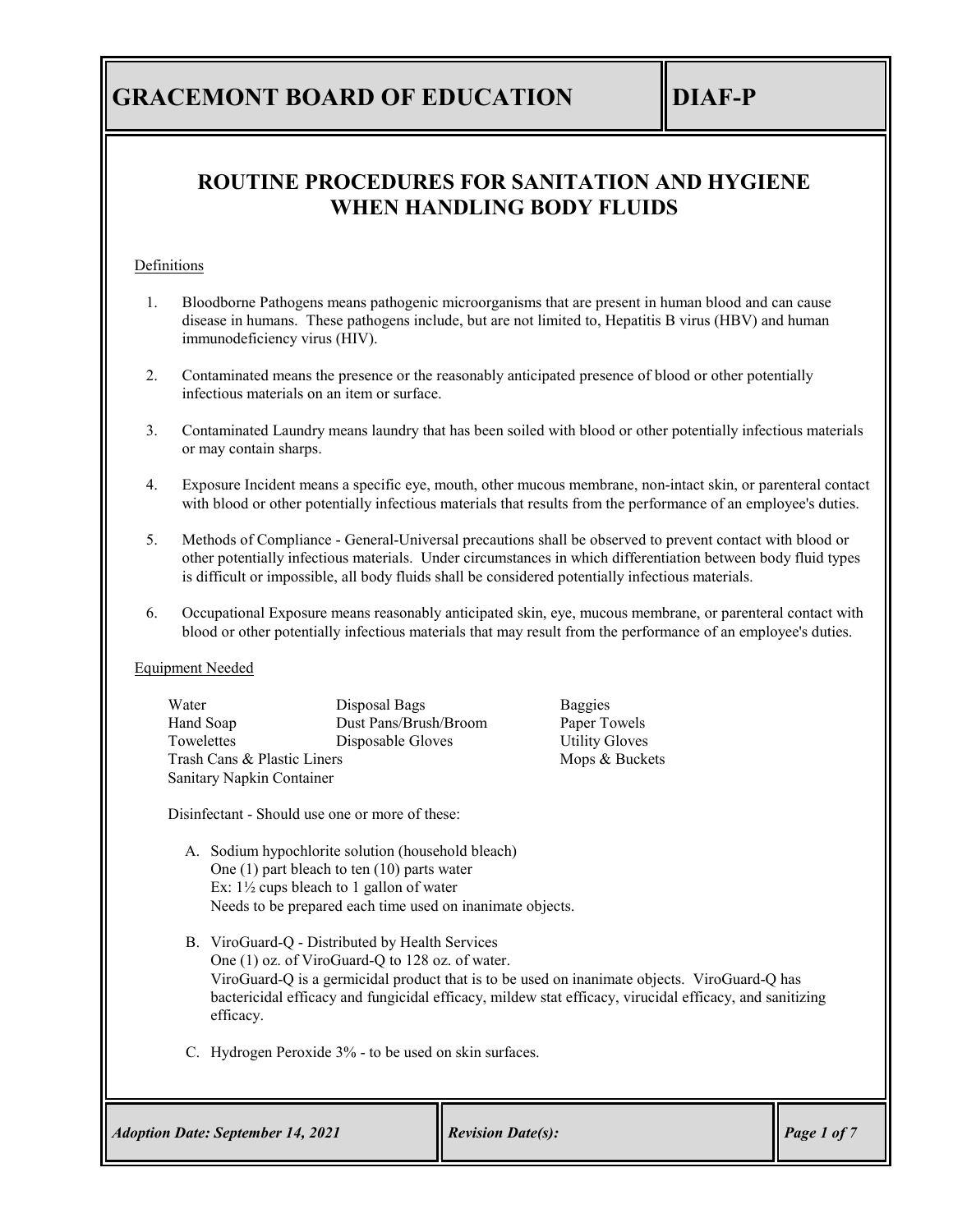# GRACEMONT BOARD OF EDUCATION

# DIAF-P

## ROUTINE PROCEDURES FOR SANITATION AND HYGIENE WHEN HANDLING BODY FLUIDS

Definitions

1. Bloodborne Pathogens means pathogenic microorganisms that are present in human blood and can cause disease in humans. These pathogens include, but are not limited to, Hepatitis B virus (HBV) and human immunodeficiency virus (HIV).

2. Contaminated means the presence or the reasonably anticipated presence of blood or other potentially infectious materials on an item or surface.

3. Contaminated Laundry means laundry that has been soiled with blood or other potentially infectious materials or may contain sharps.

4. Exposure Incident means a specific eye, mouth, other mucous membrane, non-intact skin, or parenteral contact with blood or other potentially infectious materials that results from the performance of an employee's duties.

5. Methods of Compliance - General-Universal precautions shall be observed to prevent contact with blood or other potentially infectious materials. Under circumstances in which differentiation between body fluid types is difficult or impossible, all body fluids shall be considered potentially infectious materials.

6. Occupational Exposure means reasonably anticipated skin, eye, mucous membrane, or parenteral contact with blood or other potentially infectious materials that may result from the performance of an employee's duties.

Equipment Needed

Water
Hand Soap
Towelettes
Trash Cans & Plastic Liners
Sanitary Napkin Container
Disposal Bags
Dust Pans/Brush/Broom
Disposable Gloves
Baggies
Paper Towels
Utility Gloves
Mops & Buckets

Disinfectant - Should use one or more of these:

A. Sodium hypochlorite solution (household bleach)
   One (1) part bleach to ten (10) parts water
   Ex: 1½ cups bleach to 1 gallon of water
   Needs to be prepared each time used on inanimate objects.

B. ViroGuard-Q - Distributed by Health Services
   One (1) oz. of ViroGuard-Q to 128 oz. of water.
   ViroGuard-Q is a germicidal product that is to be used on inanimate objects. ViroGuard-Q has bactericidal efficacy and fungicidal efficacy, mildew stat efficacy, virucidal efficacy, and sanitizing efficacy.

C. Hydrogen Peroxide 3% - to be used on skin surfaces.

*Adoption Date: September 14, 2021* | *Revision Date(s):*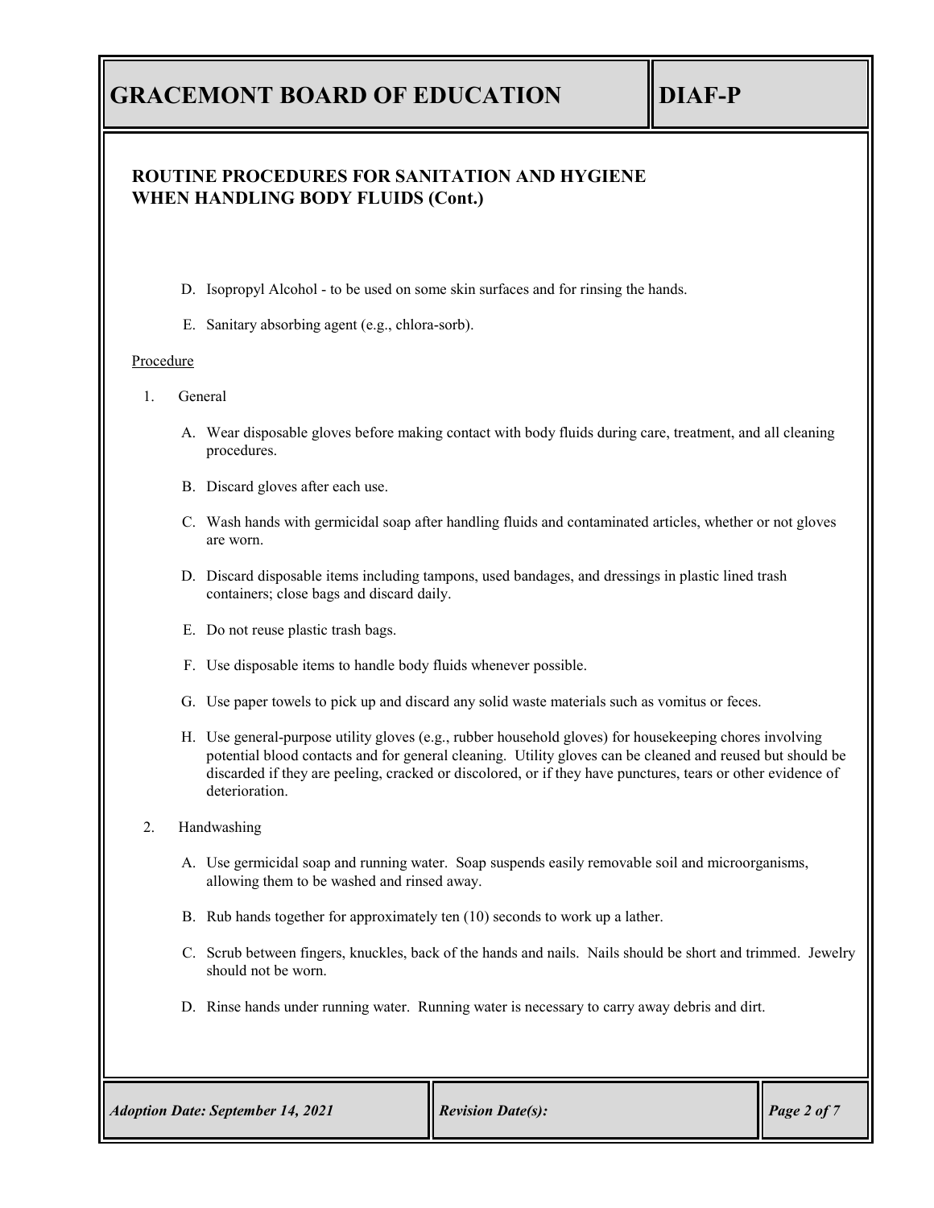## ROUTINE PROCEDURES FOR SANITATION AND HYGIENE WHEN HANDLING BODY FLUIDS (Cont.)

D. Isopropyl Alcohol - to be used on some skin surfaces and for rinsing the hands.

E. Sanitary absorbing agent (e.g., chlora-sorb).

<u>Procedure</u>

1. General

   A. Wear disposable gloves before making contact with body fluids during care, treatment, and all cleaning procedures.

   B. Discard gloves after each use.

   C. Wash hands with germicidal soap after handling fluids and contaminated articles, whether or not gloves are worn.

   D. Discard disposable items including tampons, used bandages, and dressings in plastic lined trash containers; close bags and discard daily.

   E. Do not reuse plastic trash bags.

   F. Use disposable items to handle body fluids whenever possible.

   G. Use paper towels to pick up and discard any solid waste materials such as vomitus or feces.

   H. Use general-purpose utility gloves (e.g., rubber household gloves) for housekeeping chores involving potential blood contacts and for general cleaning. Utility gloves can be cleaned and reused but should be discarded if they are peeling, cracked or discolored, or if they have punctures, tears or other evidence of deterioration.

2. Handwashing

   A. Use germicidal soap and running water. Soap suspends easily removable soil and microorganisms, allowing them to be washed and rinsed away.

   B. Rub hands together for approximately ten (10) seconds to work up a lather.

   C. Scrub between fingers, knuckles, back of the hands and nails. Nails should be short and trimmed. Jewelry should not be worn.

   D. Rinse hands under running water. Running water is necessary to carry away debris and dirt.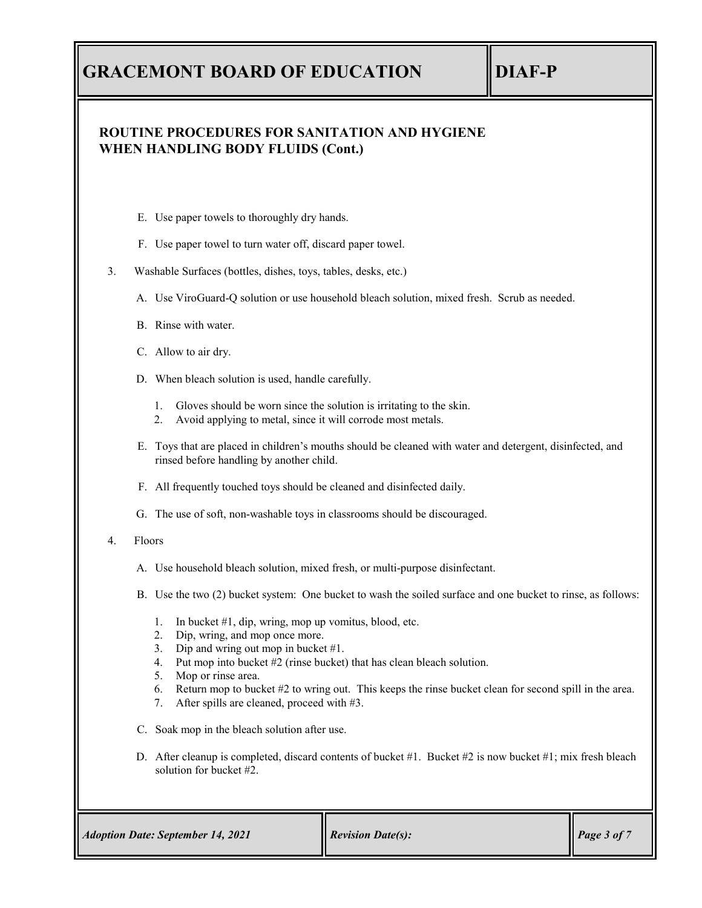## ROUTINE PROCEDURES FOR SANITATION AND HYGIENE WHEN HANDLING BODY FLUIDS (Cont.)

E. Use paper towels to thoroughly dry hands.

F. Use paper towel to turn water off, discard paper towel.

3. Washable Surfaces (bottles, dishes, toys, tables, desks, etc.)

   A. Use ViroGuard-Q solution or use household bleach solution, mixed fresh. Scrub as needed.

   B. Rinse with water.

   C. Allow to air dry.

   D. When bleach solution is used, handle carefully.

      1. Gloves should be worn since the solution is irritating to the skin.
      2. Avoid applying to metal, since it will corrode most metals.

   E. Toys that are placed in children's mouths should be cleaned with water and detergent, disinfected, and rinsed before handling by another child.

   F. All frequently touched toys should be cleaned and disinfected daily.

   G. The use of soft, non-washable toys in classrooms should be discouraged.

4. Floors

   A. Use household bleach solution, mixed fresh, or multi-purpose disinfectant.

   B. Use the two (2) bucket system: One bucket to wash the soiled surface and one bucket to rinse, as follows:

      1. In bucket #1, dip, wring, mop up vomitus, blood, etc.
      2. Dip, wring, and mop once more.
      3. Dip and wring out mop in bucket #1.
      4. Put mop into bucket #2 (rinse bucket) that has clean bleach solution.
      5. Mop or rinse area.
      6. Return mop to bucket #2 to wring out. This keeps the rinse bucket clean for second spill in the area.
      7. After spills are cleaned, proceed with #3.

   C. Soak mop in the bleach solution after use.

   D. After cleanup is completed, discard contents of bucket #1. Bucket #2 is now bucket #1; mix fresh bleach solution for bucket #2.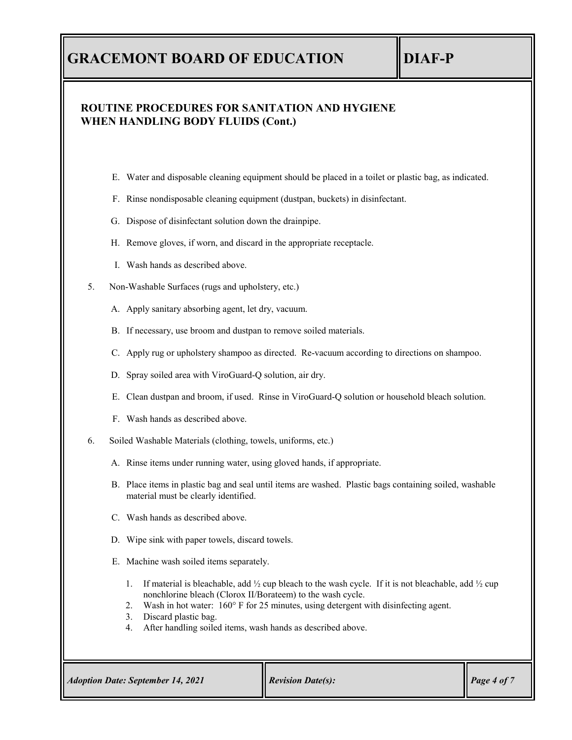## ROUTINE PROCEDURES FOR SANITATION AND HYGIENE WHEN HANDLING BODY FLUIDS (Cont.)

E. Water and disposable cleaning equipment should be placed in a toilet or plastic bag, as indicated.

F. Rinse nondisposable cleaning equipment (dustpan, buckets) in disinfectant.

G. Dispose of disinfectant solution down the drainpipe.

H. Remove gloves, if worn, and discard in the appropriate receptacle.

I. Wash hands as described above.

5. Non-Washable Surfaces (rugs and upholstery, etc.)

   A. Apply sanitary absorbing agent, let dry, vacuum.

   B. If necessary, use broom and dustpan to remove soiled materials.

   C. Apply rug or upholstery shampoo as directed. Re-vacuum according to directions on shampoo.

   D. Spray soiled area with ViroGuard-Q solution, air dry.

   E. Clean dustpan and broom, if used. Rinse in ViroGuard-Q solution or household bleach solution.

   F. Wash hands as described above.

6. Soiled Washable Materials (clothing, towels, uniforms, etc.)

   A. Rinse items under running water, using gloved hands, if appropriate.

   B. Place items in plastic bag and seal until items are washed. Plastic bags containing soiled, washable material must be clearly identified.

   C. Wash hands as described above.

   D. Wipe sink with paper towels, discard towels.

   E. Machine wash soiled items separately.

      1. If material is bleachable, add ½ cup bleach to the wash cycle. If it is not bleachable, add ½ cup nonchlorine bleach (Clorox II/Borateem) to the wash cycle.
      2. Wash in hot water: 160° F for 25 minutes, using detergent with disinfecting agent.
      3. Discard plastic bag.
      4. After handling soiled items, wash hands as described above.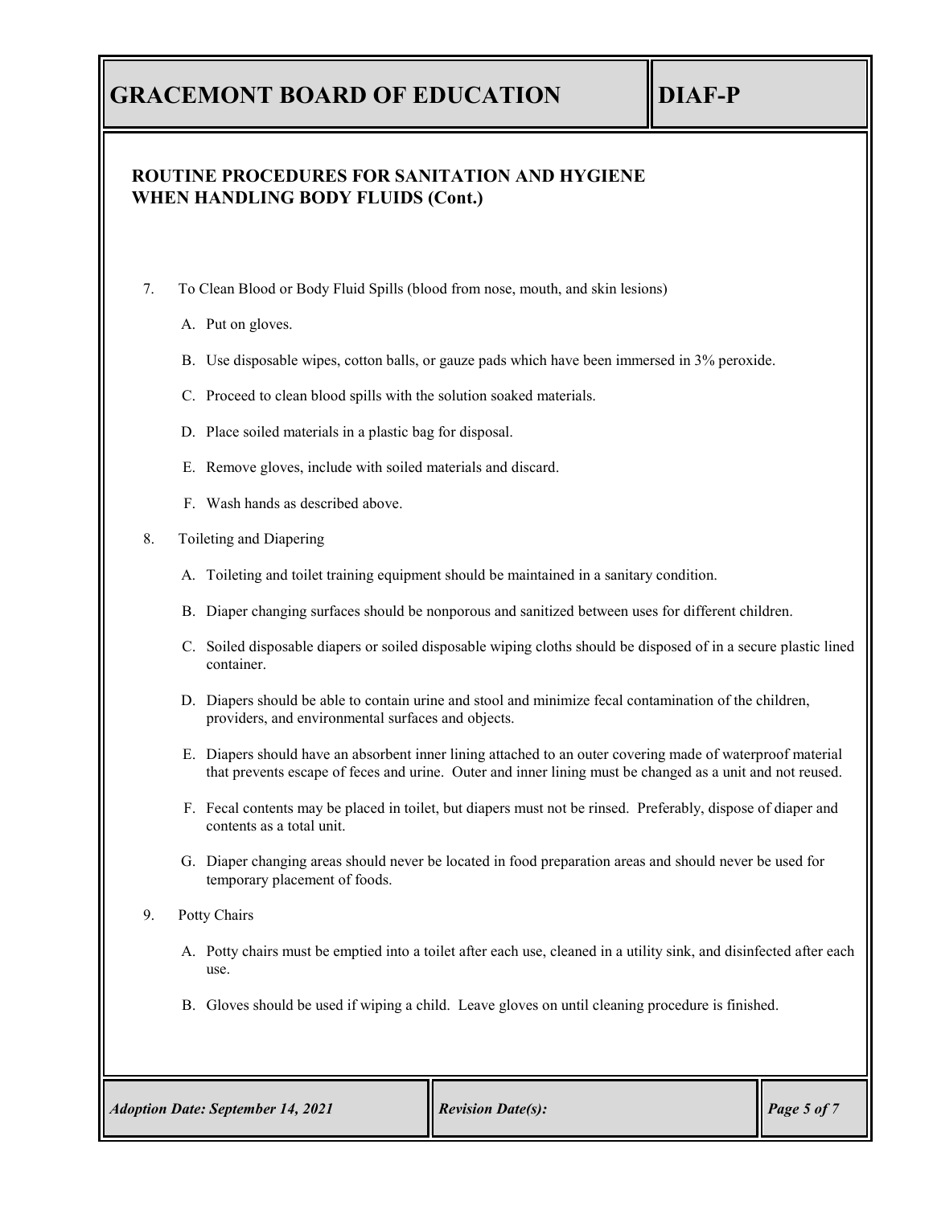## ROUTINE PROCEDURES FOR SANITATION AND HYGIENE WHEN HANDLING BODY FLUIDS (Cont.)

7. To Clean Blood or Body Fluid Spills (blood from nose, mouth, and skin lesions)

   A. Put on gloves.

   B. Use disposable wipes, cotton balls, or gauze pads which have been immersed in 3% peroxide.

   C. Proceed to clean blood spills with the solution soaked materials.

   D. Place soiled materials in a plastic bag for disposal.

   E. Remove gloves, include with soiled materials and discard.

   F. Wash hands as described above.

8. Toileting and Diapering

   A. Toileting and toilet training equipment should be maintained in a sanitary condition.

   B. Diaper changing surfaces should be nonporous and sanitized between uses for different children.

   C. Soiled disposable diapers or soiled disposable wiping cloths should be disposed of in a secure plastic lined container.

   D. Diapers should be able to contain urine and stool and minimize fecal contamination of the children, providers, and environmental surfaces and objects.

   E. Diapers should have an absorbent inner lining attached to an outer covering made of waterproof material that prevents escape of feces and urine. Outer and inner lining must be changed as a unit and not reused.

   F. Fecal contents may be placed in toilet, but diapers must not be rinsed. Preferably, dispose of diaper and contents as a total unit.

   G. Diaper changing areas should never be located in food preparation areas and should never be used for temporary placement of foods.

9. Potty Chairs

   A. Potty chairs must be emptied into a toilet after each use, cleaned in a utility sink, and disinfected after each use.

   B. Gloves should be used if wiping a child. Leave gloves on until cleaning procedure is finished.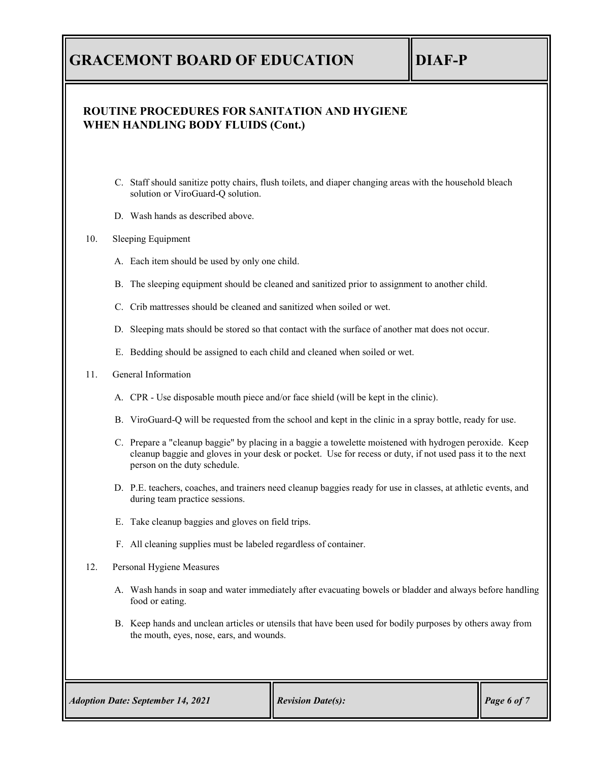## ROUTINE PROCEDURES FOR SANITATION AND HYGIENE WHEN HANDLING BODY FLUIDS (Cont.)

C. Staff should sanitize potty chairs, flush toilets, and diaper changing areas with the household bleach solution or ViroGuard-Q solution.

D. Wash hands as described above.

10. Sleeping Equipment

    A. Each item should be used by only one child.

    B. The sleeping equipment should be cleaned and sanitized prior to assignment to another child.

    C. Crib mattresses should be cleaned and sanitized when soiled or wet.

    D. Sleeping mats should be stored so that contact with the surface of another mat does not occur.

    E. Bedding should be assigned to each child and cleaned when soiled or wet.

11. General Information

    A. CPR - Use disposable mouth piece and/or face shield (will be kept in the clinic).

    B. ViroGuard-Q will be requested from the school and kept in the clinic in a spray bottle, ready for use.

    C. Prepare a "cleanup baggie" by placing in a baggie a towelette moistened with hydrogen peroxide. Keep cleanup baggie and gloves in your desk or pocket. Use for recess or duty, if not used pass it to the next person on the duty schedule.

    D. P.E. teachers, coaches, and trainers need cleanup baggies ready for use in classes, at athletic events, and during team practice sessions.

    E. Take cleanup baggies and gloves on field trips.

    F. All cleaning supplies must be labeled regardless of container.

12. Personal Hygiene Measures

    A. Wash hands in soap and water immediately after evacuating bowels or bladder and always before handling food or eating.

    B. Keep hands and unclean articles or utensils that have been used for bodily purposes by others away from the mouth, eyes, nose, ears, and wounds.

*Adoption Date: September 14, 2021* | *Revision Date(s):*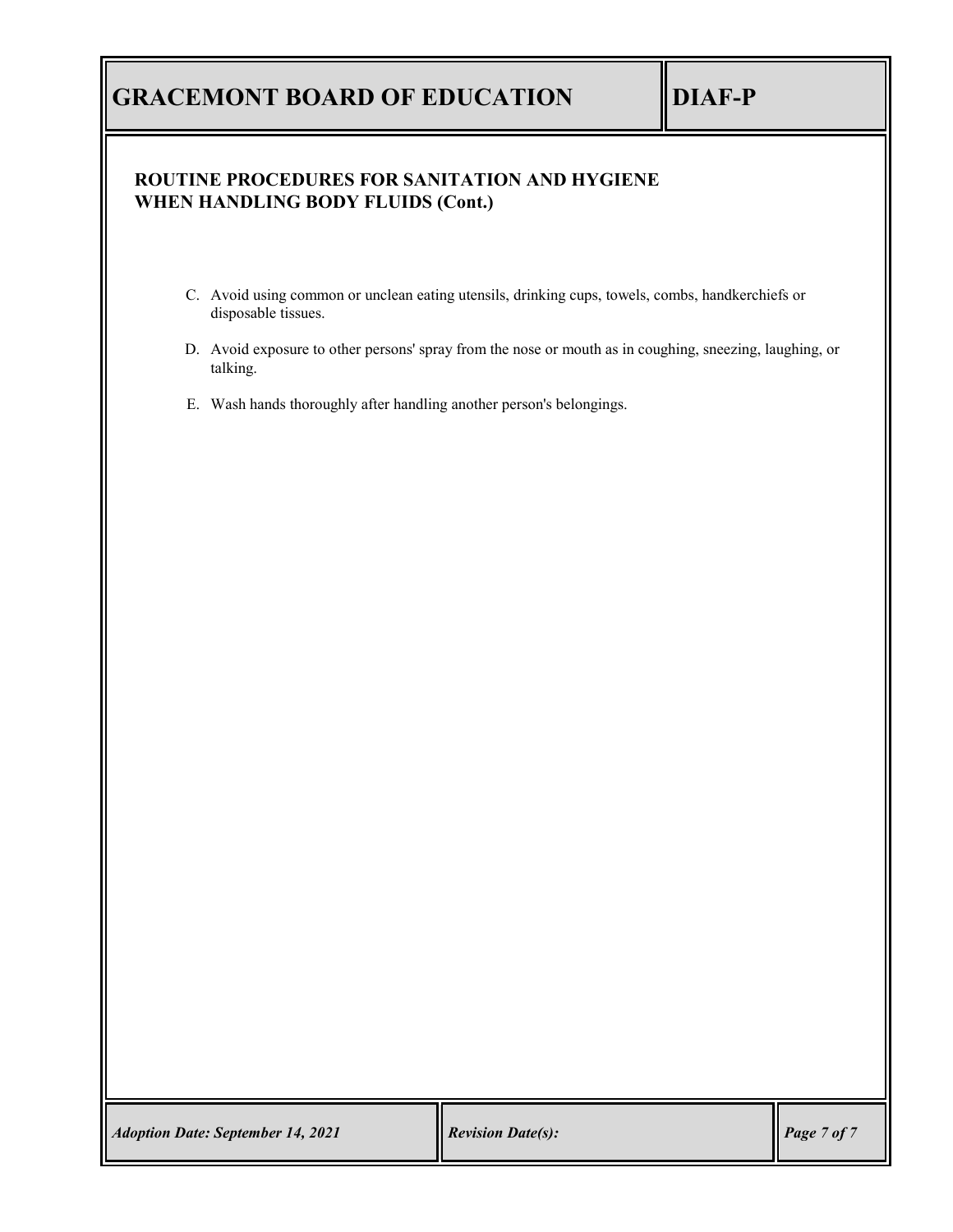## ROUTINE PROCEDURES FOR SANITATION AND HYGIENE WHEN HANDLING BODY FLUIDS (Cont.)

C. Avoid using common or unclean eating utensils, drinking cups, towels, combs, handkerchiefs or disposable tissues.

D. Avoid exposure to other persons' spray from the nose or mouth as in coughing, sneezing, laughing, or talking.

E. Wash hands thoroughly after handling another person's belongings.